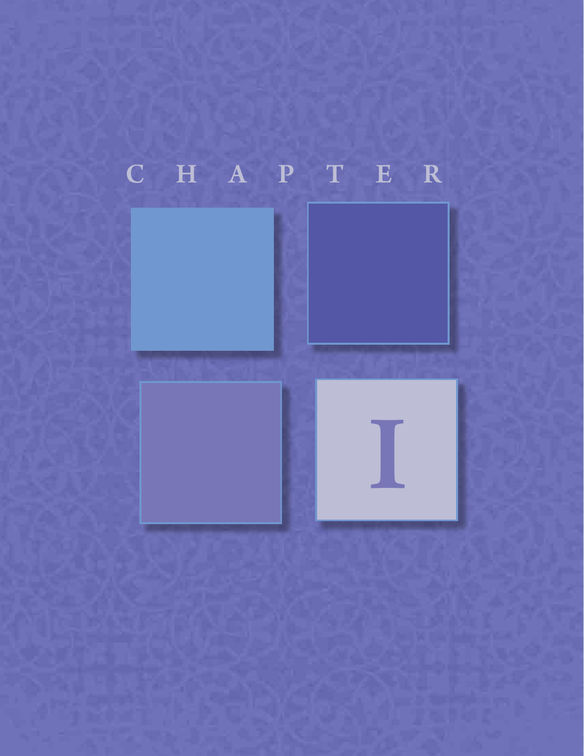# CHAPTER I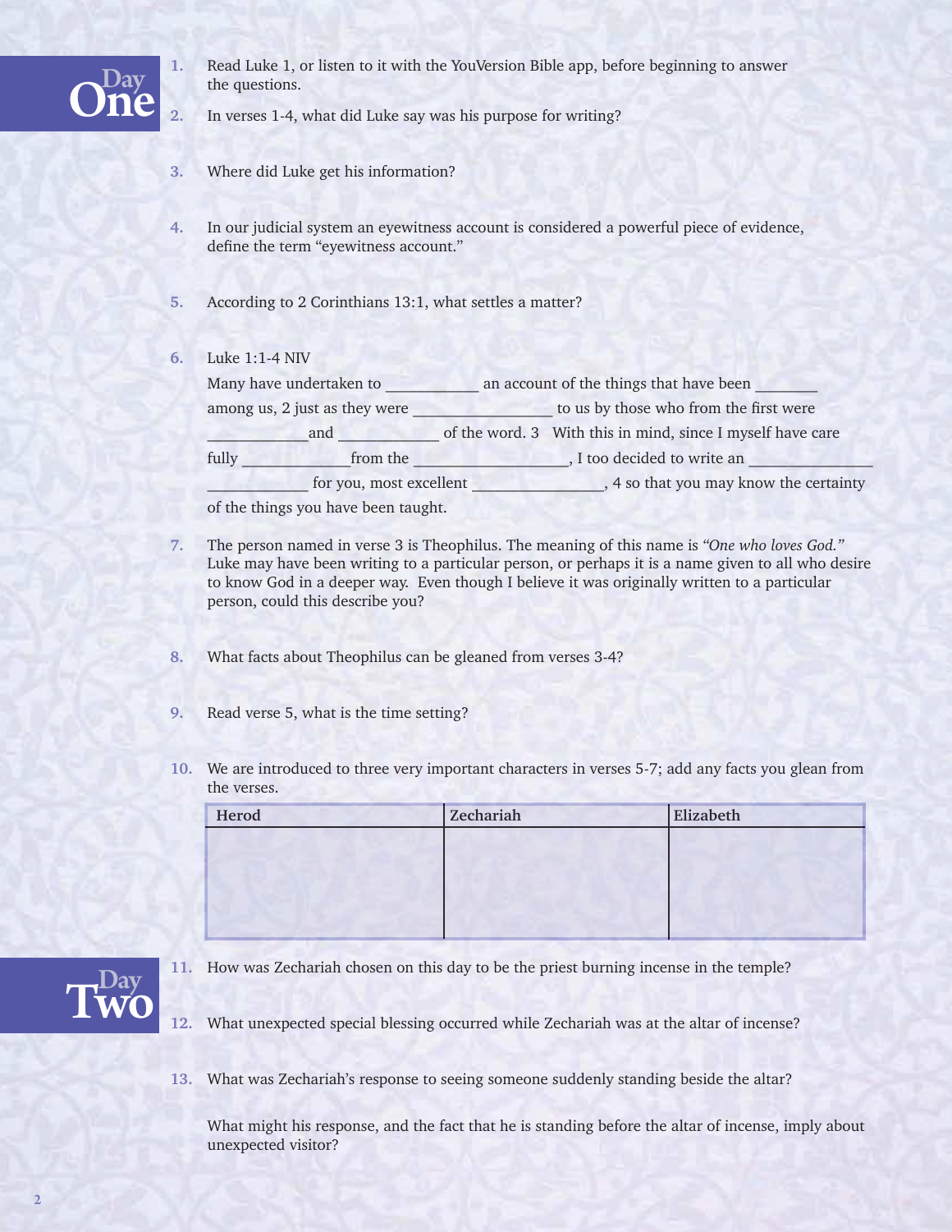## Day One

1. Read Luke 1, or listen to it with the YouVersion Bible app, before beginning to answer the questions.

2. In verses 1-4, what did Luke say was his purpose for writing?

3. Where did Luke get his information?

4. In our judicial system an eyewitness account is considered a powerful piece of evidence, define the term "eyewitness account."

5. According to 2 Corinthians 13:1, what settles a matter?

6. Luke 1:1-4 NIV

   Many have undertaken to ___________ an account of the things that have been ________ among us, 2 just as they were _________________ to us by those who from the first were ____________and ____________ of the word. 3 With this in mind, since I myself have care fully _____________from the ___________________, I too decided to write an _______________ ____________ for you, most excellent ________________, 4 so that you may know the certainty of the things you have been taught.

7. The person named in verse 3 is Theophilus. The meaning of this name is *"One who loves God."* Luke may have been writing to a particular person, or perhaps it is a name given to all who desire to know God in a deeper way. Even though I believe it was originally written to a particular person, could this describe you?

8. What facts about Theophilus can be gleaned from verses 3-4?

9. Read verse 5, what is the time setting?

10. We are introduced to three very important characters in verses 5-7; add any facts you glean from the verses.

| Herod | Zechariah | Elizabeth |
|---|---|---|
| | | |

## Day Two

11. How was Zechariah chosen on this day to be the priest burning incense in the temple?

12. What unexpected special blessing occurred while Zechariah was at the altar of incense?

13. What was Zechariah's response to seeing someone suddenly standing beside the altar?

    What might his response, and the fact that he is standing before the altar of incense, imply about unexpected visitor?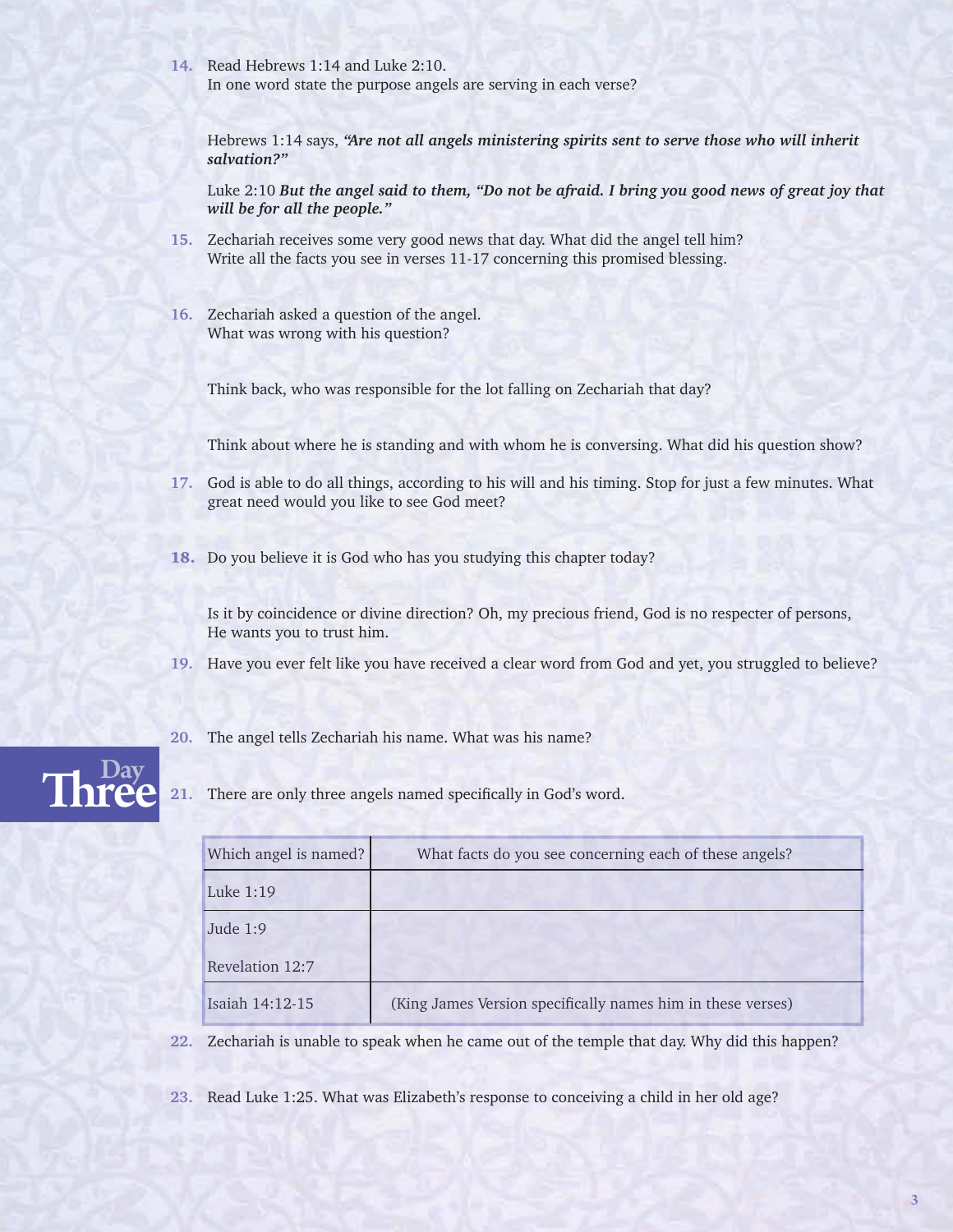14. Read Hebrews 1:14 and Luke 2:10.
In one word state the purpose angels are serving in each verse?

Hebrews 1:14 says, ***"Are not all angels ministering spirits sent to serve those who will inherit salvation?"***

Luke 2:10 ***But the angel said to them, "Do not be afraid. I bring you good news of great joy that will be for all the people."***

15. Zechariah receives some very good news that day. What did the angel tell him?
Write all the facts you see in verses 11-17 concerning this promised blessing.

16. Zechariah asked a question of the angel.
What was wrong with his question?

Think back, who was responsible for the lot falling on Zechariah that day?

Think about where he is standing and with whom he is conversing. What did his question show?

17. God is able to do all things, according to his will and his timing. Stop for just a few minutes. What great need would you like to see God meet?

18. Do you believe it is God who has you studying this chapter today?

Is it by coincidence or divine direction? Oh, my precious friend, God is no respecter of persons, He wants you to trust him.

19. Have you ever felt like you have received a clear word from God and yet, you struggled to believe?

20. The angel tells Zechariah his name. What was his name?

## Day Three

21. There are only three angels named specifically in God's word.

| Which angel is named? | What facts do you see concerning each of these angels? |
|---|---|
| Luke 1:19 | |
| Jude 1:9<br>Revelation 12:7 | |
| Isaiah 14:12-15 | (King James Version specifically names him in these verses) |

22. Zechariah is unable to speak when he came out of the temple that day. Why did this happen?

23. Read Luke 1:25. What was Elizabeth's response to conceiving a child in her old age?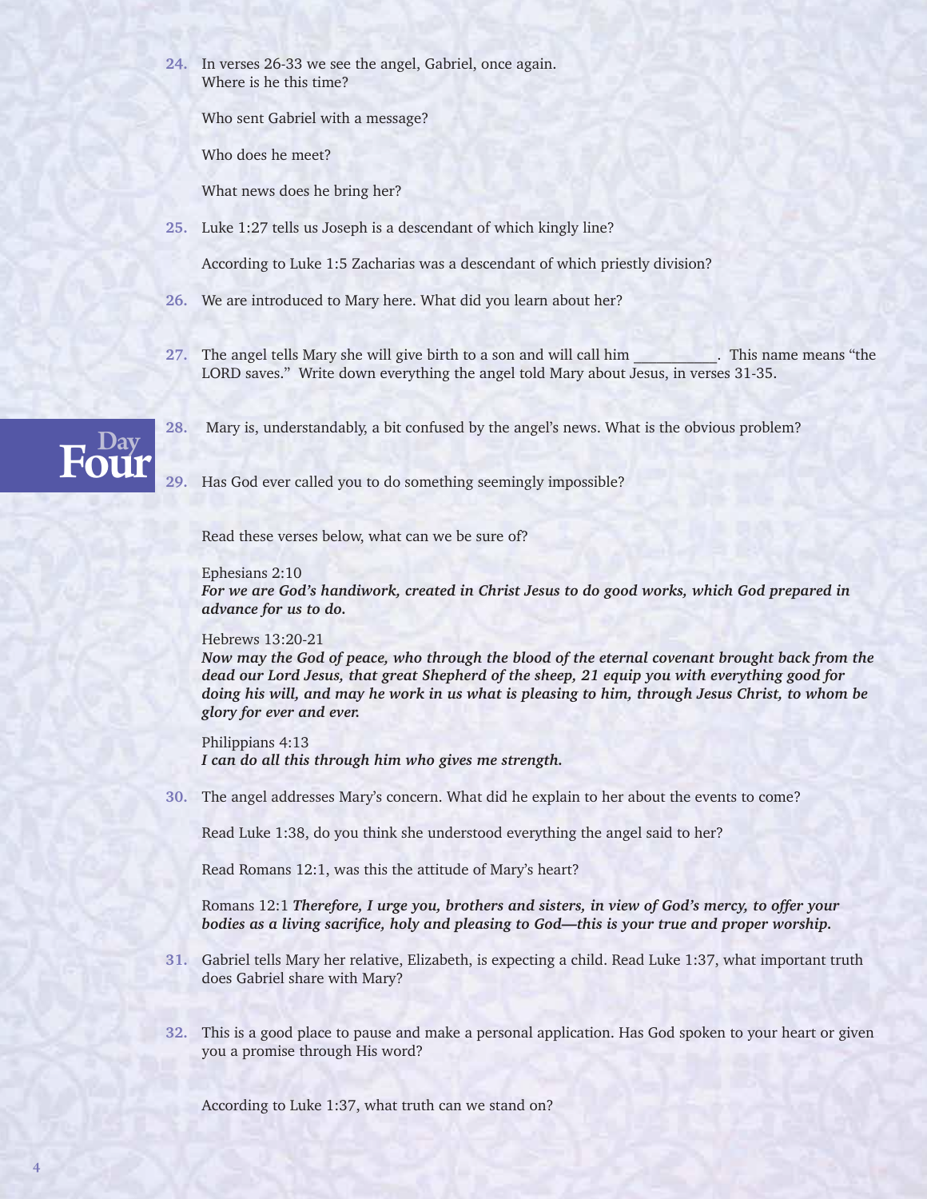**24.** In verses 26-33 we see the angel, Gabriel, once again.
Where is he this time?

Who sent Gabriel with a message?

Who does he meet?

What news does he bring her?

**25.** Luke 1:27 tells us Joseph is a descendant of which kingly line?

According to Luke 1:5 Zacharias was a descendant of which priestly division?

**26.** We are introduced to Mary here. What did you learn about her?

**27.** The angel tells Mary she will give birth to a son and will call him ___________. This name means "the LORD saves." Write down everything the angel told Mary about Jesus, in verses 31-35.

## Day Four

**28.** Mary is, understandably, a bit confused by the angel's news. What is the obvious problem?

**29.** Has God ever called you to do something seemingly impossible?

Read these verses below, what can we be sure of?

Ephesians 2:10
***For we are God's handiwork, created in Christ Jesus to do good works, which God prepared in advance for us to do.***

Hebrews 13:20-21
***Now may the God of peace, who through the blood of the eternal covenant brought back from the dead our Lord Jesus, that great Shepherd of the sheep, 21 equip you with everything good for doing his will, and may he work in us what is pleasing to him, through Jesus Christ, to whom be glory for ever and ever.***

Philippians 4:13
***I can do all this through him who gives me strength.***

**30.** The angel addresses Mary's concern. What did he explain to her about the events to come?

Read Luke 1:38, do you think she understood everything the angel said to her?

Read Romans 12:1, was this the attitude of Mary's heart?

Romans 12:1 ***Therefore, I urge you, brothers and sisters, in view of God's mercy, to offer your bodies as a living sacrifice, holy and pleasing to God—this is your true and proper worship.***

**31.** Gabriel tells Mary her relative, Elizabeth, is expecting a child. Read Luke 1:37, what important truth does Gabriel share with Mary?

**32.** This is a good place to pause and make a personal application. Has God spoken to your heart or given you a promise through His word?

According to Luke 1:37, what truth can we stand on?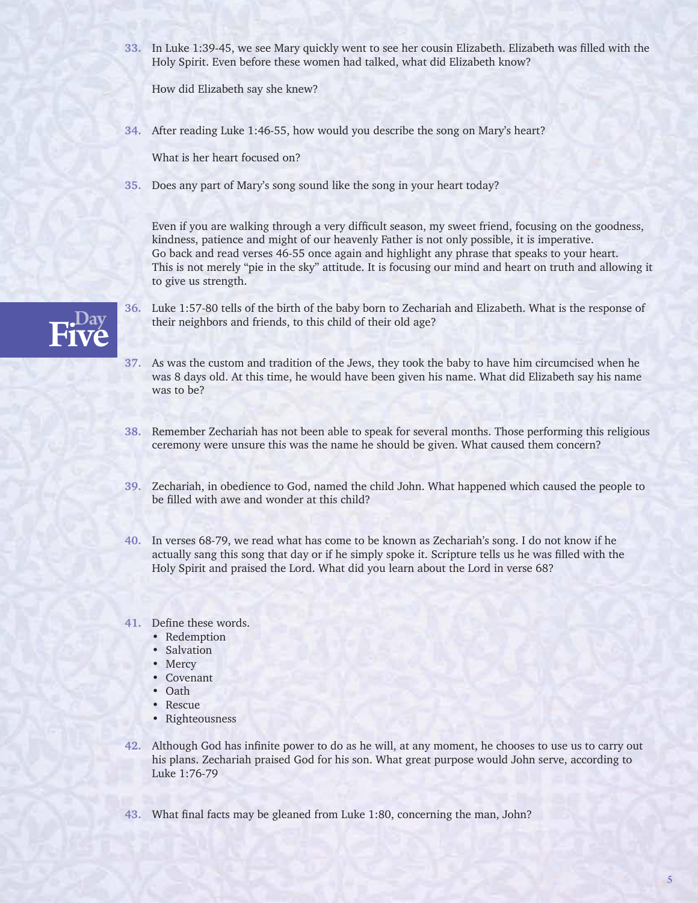33. In Luke 1:39-45, we see Mary quickly went to see her cousin Elizabeth. Elizabeth was filled with the Holy Spirit. Even before these women had talked, what did Elizabeth know?

    How did Elizabeth say she knew?

34. After reading Luke 1:46-55, how would you describe the song on Mary's heart?

    What is her heart focused on?

35. Does any part of Mary's song sound like the song in your heart today?

    Even if you are walking through a very difficult season, my sweet friend, focusing on the goodness, kindness, patience and might of our heavenly Father is not only possible, it is imperative. Go back and read verses 46-55 once again and highlight any phrase that speaks to your heart. This is not merely "pie in the sky" attitude. It is focusing our mind and heart on truth and allowing it to give us strength.

## Day Five

36. Luke 1:57-80 tells of the birth of the baby born to Zechariah and Elizabeth. What is the response of their neighbors and friends, to this child of their old age?

37. As was the custom and tradition of the Jews, they took the baby to have him circumcised when he was 8 days old. At this time, he would have been given his name. What did Elizabeth say his name was to be?

38. Remember Zechariah has not been able to speak for several months. Those performing this religious ceremony were unsure this was the name he should be given. What caused them concern?

39. Zechariah, in obedience to God, named the child John. What happened which caused the people to be filled with awe and wonder at this child?

40. In verses 68-79, we read what has come to be known as Zechariah's song. I do not know if he actually sang this song that day or if he simply spoke it. Scripture tells us he was filled with the Holy Spirit and praised the Lord. What did you learn about the Lord in verse 68?

41. Define these words.
    - Redemption
    - Salvation
    - Mercy
    - Covenant
    - Oath
    - Rescue
    - Righteousness

42. Although God has infinite power to do as he will, at any moment, he chooses to use us to carry out his plans. Zechariah praised God for his son. What great purpose would John serve, according to Luke 1:76-79

43. What final facts may be gleaned from Luke 1:80, concerning the man, John?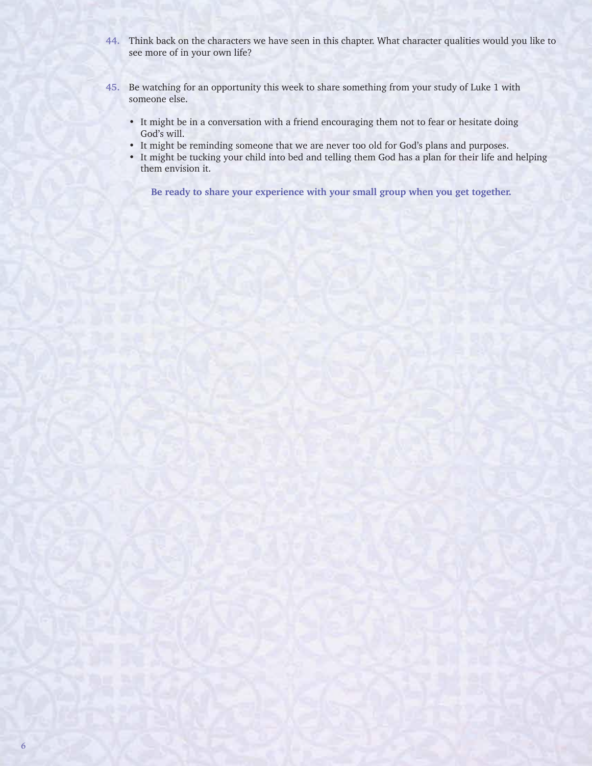44. Think back on the characters we have seen in this chapter. What character qualities would you like to see more of in your own life?

45. Be watching for an opportunity this week to share something from your study of Luke 1 with someone else.

    - It might be in a conversation with a friend encouraging them not to fear or hesitate doing God's will.
    - It might be reminding someone that we are never too old for God's plans and purposes.
    - It might be tucking your child into bed and telling them God has a plan for their life and helping them envision it.

    **Be ready to share your experience with your small group when you get together.**